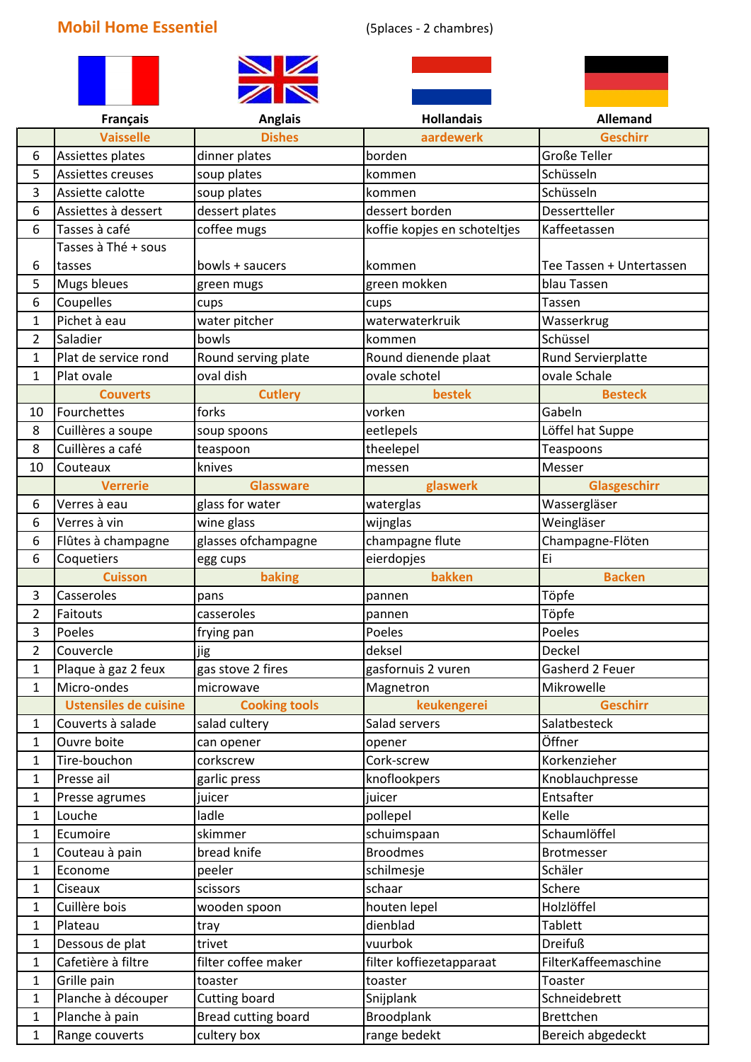**Mobil Home Essentiel** (5places - 2 chambres)

| | Français | Anglais | Hollandais | Allemand |
|---|---|---|---|---|
| | **Vaisselle** | **Dishes** | **aardewerk** | **Geschirr** |
| 6 | Assiettes plates | dinner plates | borden | Große Teller |
| 5 | Assiettes creuses | soup plates | kommen | Schüsseln |
| 3 | Assiette calotte | soup plates | kommen | Schüsseln |
| 6 | Assiettes à dessert | dessert plates | dessert borden | Dessertteller |
| 6 | Tasses à café | coffee mugs | koffie kopjes en schoteltjes | Kaffeetassen |
| 6 | Tasses à Thé + sous tasses | bowls + saucers | kommen | Tee Tassen + Untertassen |
| 5 | Mugs bleues | green mugs | green mokken | blau Tassen |
| 6 | Coupelles | cups | cups | Tassen |
| 1 | Pichet à eau | water pitcher | waterwaterkruik | Wasserkrug |
| 2 | Saladier | bowls | kommen | Schüssel |
| 1 | Plat de service rond | Round serving plate | Round dienende plaat | Rund Servierplatte |
| 1 | Plat ovale | oval dish | ovale schotel | ovale Schale |
| | **Couverts** | **Cutlery** | **bestek** | **Besteck** |
| 10 | Fourchettes | forks | vorken | Gabeln |
| 8 | Cuillères a soupe | soup spoons | eetlepels | Löffel hat Suppe |
| 8 | Cuillères a café | teaspoon | theelepel | Teaspoons |
| 10 | Couteaux | knives | messen | Messer |
| | **Verrerie** | **Glassware** | **glaswerk** | **Glasgeschirr** |
| 6 | Verres à eau | glass for water | waterglas | Wassergläser |
| 6 | Verres à vin | wine glass | wijnglas | Weingläser |
| 6 | Flûtes à champagne | glasses ofchampagne | champagne flute | Champagne-Flöten |
| 6 | Coquetiers | egg cups | eierdopjes | Ei |
| | **Cuisson** | **baking** | **bakken** | **Backen** |
| 3 | Casseroles | pans | pannen | Töpfe |
| 2 | Faitouts | casseroles | pannen | Töpfe |
| 3 | Poeles | frying pan | Poeles | Poeles |
| 2 | Couvercle | jig | deksel | Deckel |
| 1 | Plaque à gaz 2 feux | gas stove 2 fires | gasfornuis 2 vuren | Gasherd 2 Feuer |
| 1 | Micro-ondes | microwave | Magnetron | Mikrowelle |
| | **Ustensiles de cuisine** | **Cooking tools** | **keukengerei** | **Geschirr** |
| 1 | Couverts à salade | salad cultery | Salad servers | Salatbesteck |
| 1 | Ouvre boite | can opener | opener | Öffner |
| 1 | Tire-bouchon | corkscrew | Cork-screw | Korkenzieher |
| 1 | Presse ail | garlic press | knoflookpers | Knoblauchpresse |
| 1 | Presse agrumes | juicer | juicer | Entsafter |
| 1 | Louche | ladle | pollepel | Kelle |
| 1 | Ecumoire | skimmer | schuimspaan | Schaumlöffel |
| 1 | Couteau à pain | bread knife | Broodmes | Brotmesser |
| 1 | Econome | peeler | schilmesje | Schäler |
| 1 | Ciseaux | scissors | schaar | Schere |
| 1 | Cuillère bois | wooden spoon | houten lepel | Holzlöffel |
| 1 | Plateau | tray | dienblad | Tablett |
| 1 | Dessous de plat | trivet | vuurbok | Dreifuß |
| 1 | Cafetière à filtre | filter coffee maker | filter koffiezetapparaat | FilterKaffeemaschine |
| 1 | Grille pain | toaster | toaster | Toaster |
| 1 | Planche à découper | Cutting board | Snijplank | Schneidebrett |
| 1 | Planche à pain | Bread cutting board | Broodplank | Brettchen |
| 1 | Range couverts | cultery box | range bedekt | Bereich abgedeckt |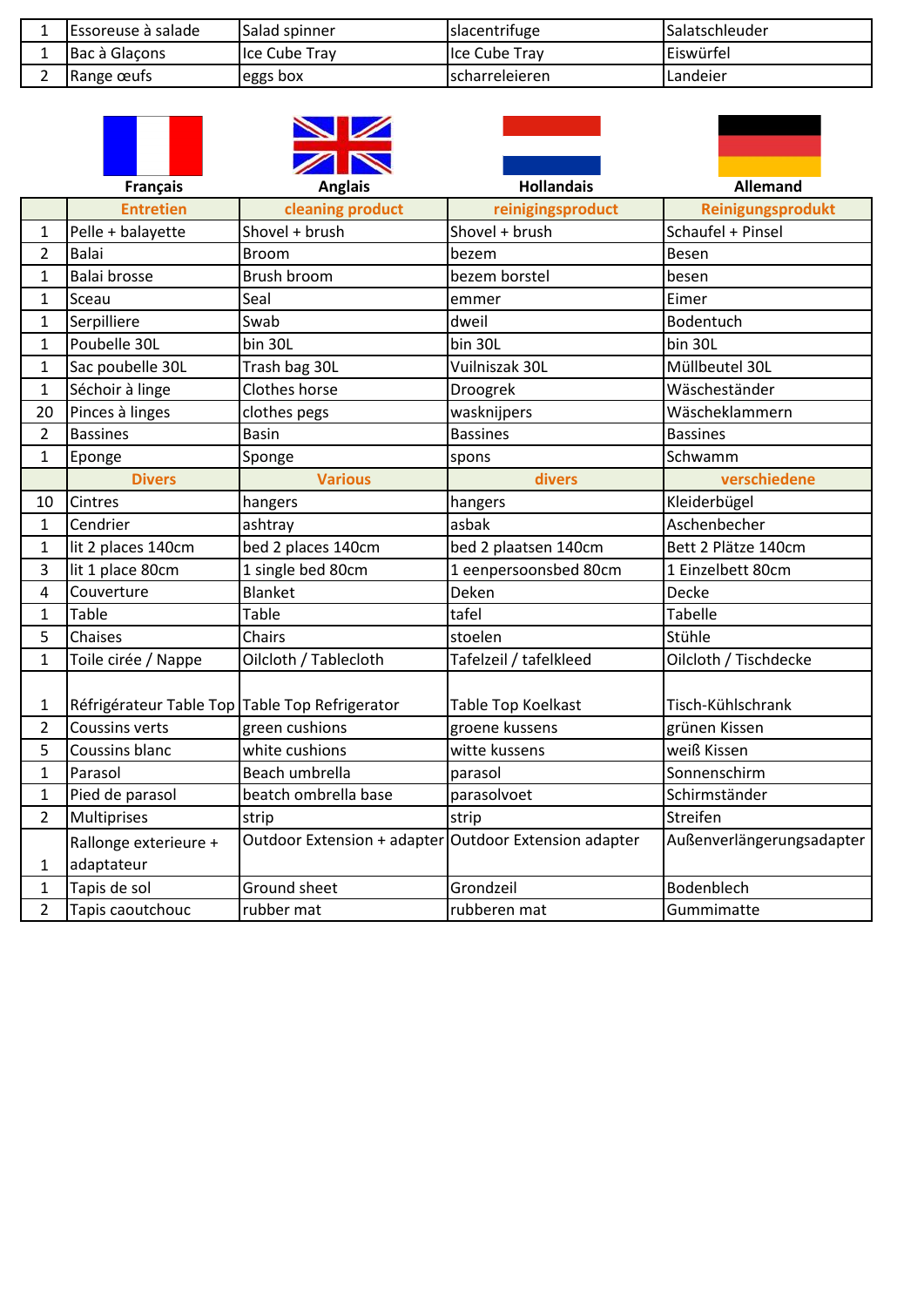| | | | | |
|---|---|---|---|---|
| 1 | Essoreuse à salade | Salad spinner | slacentrifuge | Salatschleuder |
| 1 | Bac à Glaçons | Ice Cube Tray | Ice Cube Tray | Eiswürfel |
| 2 | Range œufs | eggs box | scharreleieren | Landeier |

| | Français | Anglais | Hollandais | Allemand |
|---|---|---|---|---|
| | **Entretien** | **cleaning product** | **reinigingsproduct** | **Reinigungsprodukt** |
| 1 | Pelle + balayette | Shovel + brush | Shovel + brush | Schaufel + Pinsel |
| 2 | Balai | Broom | bezem | Besen |
| 1 | Balai brosse | Brush broom | bezem borstel | besen |
| 1 | Sceau | Seal | emmer | Eimer |
| 1 | Serpilliere | Swab | dweil | Bodentuch |
| 1 | Poubelle 30L | bin 30L | bin 30L | bin 30L |
| 1 | Sac poubelle 30L | Trash bag 30L | Vuilniszak 30L | Müllbeutel 30L |
| 1 | Séchoir à linge | Clothes horse | Droogrek | Wäscheständer |
| 20 | Pinces à linges | clothes pegs | wasknijpers | Wäscheklammern |
| 2 | Bassines | Basin | Bassines | Bassines |
| 1 | Eponge | Sponge | spons | Schwamm |
| | **Divers** | **Various** | **divers** | **verschiedene** |
| 10 | Cintres | hangers | hangers | Kleiderbügel |
| 1 | Cendrier | ashtray | asbak | Aschenbecher |
| 1 | lit 2 places 140cm | bed 2 places 140cm | bed 2 plaatsen 140cm | Bett 2 Plätze 140cm |
| 3 | lit 1 place 80cm | 1 single bed 80cm | 1 eenpersoonsbed 80cm | 1 Einzelbett 80cm |
| 4 | Couverture | Blanket | Deken | Decke |
| 1 | Table | Table | tafel | Tabelle |
| 5 | Chaises | Chairs | stoelen | Stühle |
| 1 | Toile cirée / Nappe | Oilcloth / Tablecloth | Tafelzeil / tafelkleed | Oilcloth / Tischdecke |
| 1 | Réfrigérateur Table Top | Table Top Refrigerator | Table Top Koelkast | Tisch-Kühlschrank |
| 2 | Coussins verts | green cushions | groene kussens | grünen Kissen |
| 5 | Coussins blanc | white cushions | witte kussens | weiß Kissen |
| 1 | Parasol | Beach umbrella | parasol | Sonnenschirm |
| 1 | Pied de parasol | beatch ombrella base | parasolvoet | Schirmständer |
| 2 | Multiprises | strip | strip | Streifen |
| 1 | Rallonge exterieure + adaptateur | Outdoor Extension + adapter | Outdoor Extension adapter | Außenverlängerungsadapter |
| 1 | Tapis de sol | Ground sheet | Grondzeil | Bodenblech |
| 2 | Tapis caoutchouc | rubber mat | rubberen mat | Gummimatte |